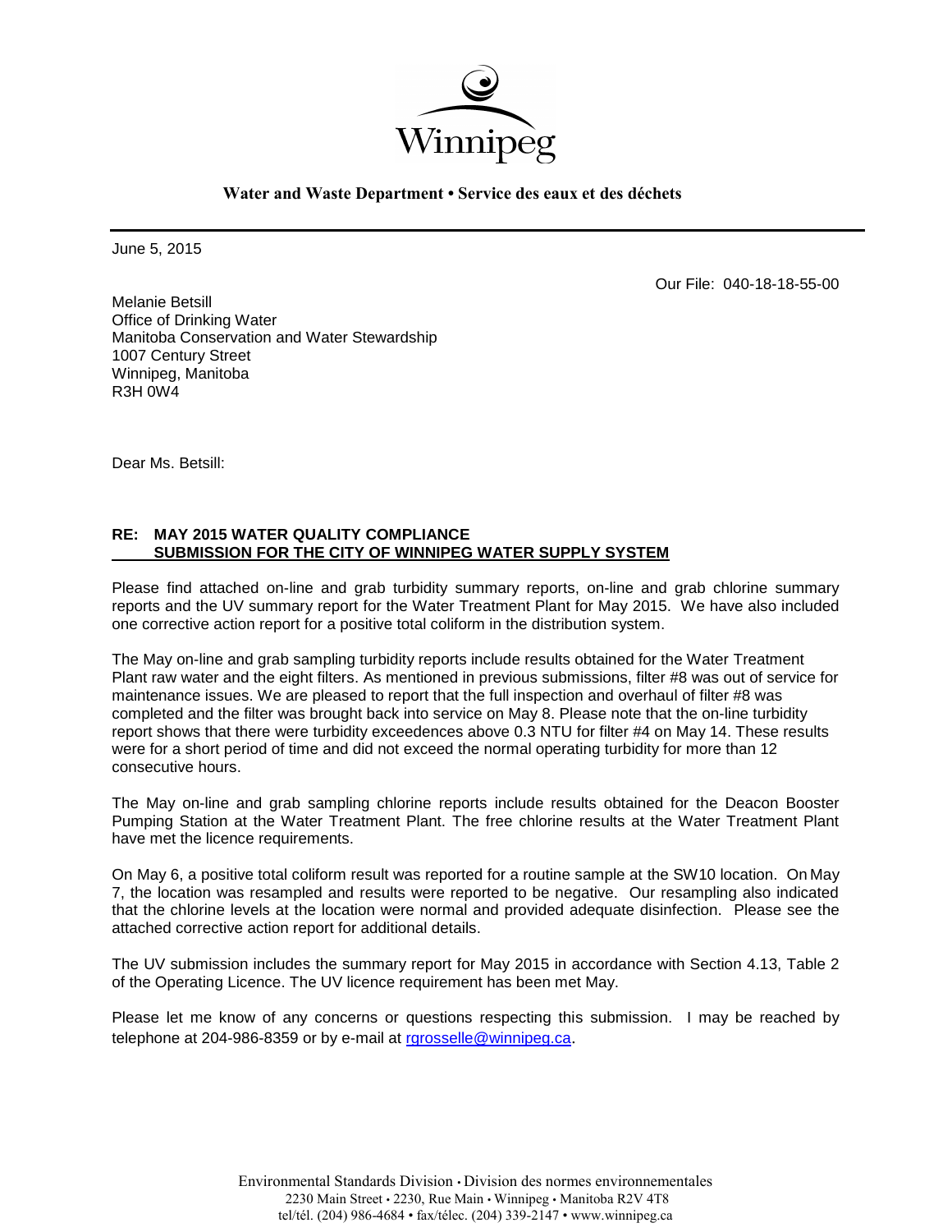Winnipeg

**Water and Waste Department • Service des eaux et des déchets**

June 5, 2015

Our File: 040-18-18-55-00

Melanie Betsill
Office of Drinking Water
Manitoba Conservation and Water Stewardship
1007 Century Street
Winnipeg, Manitoba
R3H 0W4

Dear Ms. Betsill:

**RE: MAY 2015 WATER QUALITY COMPLIANCE SUBMISSION FOR THE CITY OF WINNIPEG WATER SUPPLY SYSTEM**

Please find attached on-line and grab turbidity summary reports, on-line and grab chlorine summary reports and the UV summary report for the Water Treatment Plant for May 2015. We have also included one corrective action report for a positive total coliform in the distribution system.

The May on-line and grab sampling turbidity reports include results obtained for the Water Treatment Plant raw water and the eight filters. As mentioned in previous submissions, filter #8 was out of service for maintenance issues. We are pleased to report that the full inspection and overhaul of filter #8 was completed and the filter was brought back into service on May 8. Please note that the on-line turbidity report shows that there were turbidity exceedences above 0.3 NTU for filter #4 on May 14. These results were for a short period of time and did not exceed the normal operating turbidity for more than 12 consecutive hours.

The May on-line and grab sampling chlorine reports include results obtained for the Deacon Booster Pumping Station at the Water Treatment Plant. The free chlorine results at the Water Treatment Plant have met the licence requirements.

On May 6, a positive total coliform result was reported for a routine sample at the SW10 location. On May 7, the location was resampled and results were reported to be negative. Our resampling also indicated that the chlorine levels at the location were normal and provided adequate disinfection. Please see the attached corrective action report for additional details.

The UV submission includes the summary report for May 2015 in accordance with Section 4.13, Table 2 of the Operating Licence. The UV licence requirement has been met May.

Please let me know of any concerns or questions respecting this submission. I may be reached by telephone at 204-986-8359 or by e-mail at rgrosselle@winnipeg.ca.

Environmental Standards Division • Division des normes environnementales
2230 Main Street • 2230, Rue Main • Winnipeg • Manitoba R2V 4T8
tel/tél. (204) 986-4684 • fax/télec. (204) 339-2147 • www.winnipeg.ca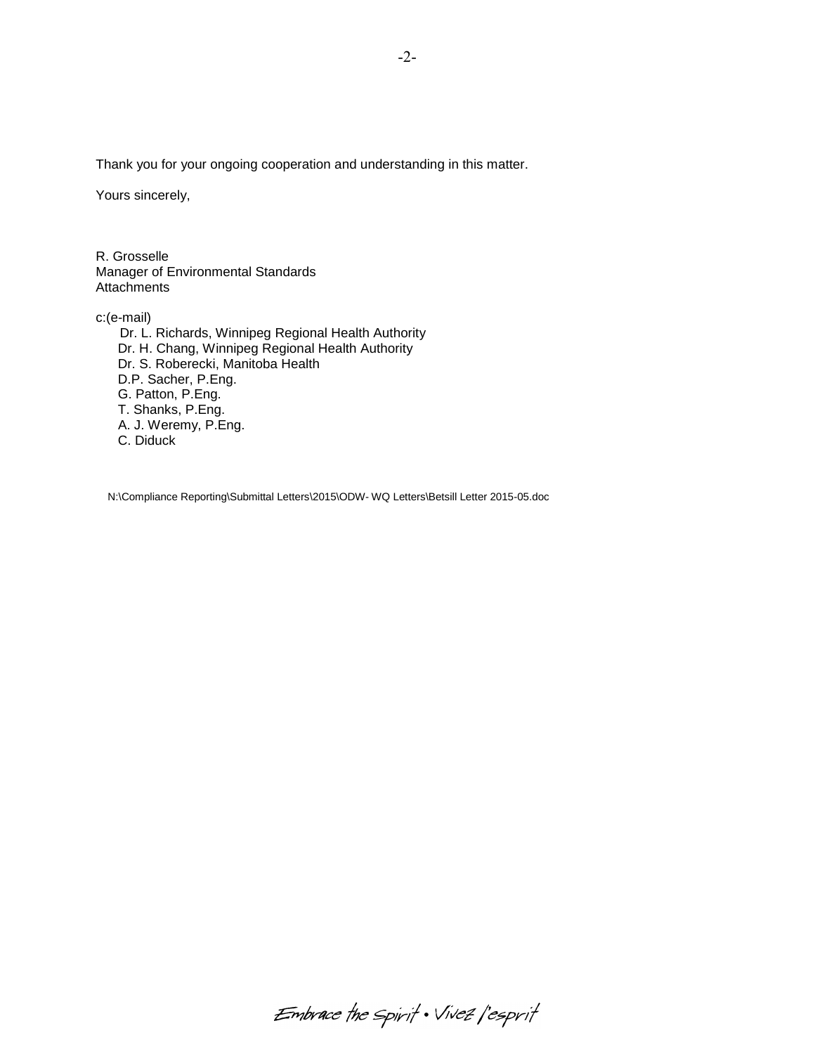Thank you for your ongoing cooperation and understanding in this matter.

Yours sincerely,

R. Grosselle
Manager of Environmental Standards
Attachments

c:(e-mail)

- Dr. L. Richards, Winnipeg Regional Health Authority
- Dr. H. Chang, Winnipeg Regional Health Authority
- Dr. S. Roberecki, Manitoba Health
- D.P. Sacher, P.Eng.
- G. Patton, P.Eng.
- T. Shanks, P.Eng.
- A. J. Weremy, P.Eng.
- C. Diduck

N:\Compliance Reporting\Submittal Letters\2015\ODW- WQ Letters\Betsill Letter 2015-05.doc

*Embrace the Spirit • Vivez l'esprit*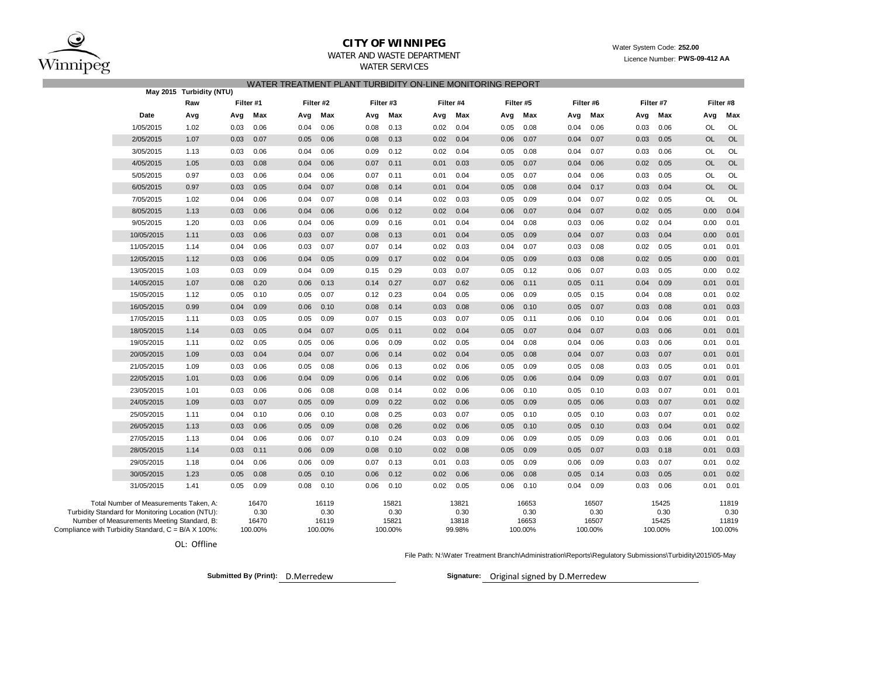# CITY OF WINNIPEG

WATER AND WASTE DEPARTMENT

WATER SERVICES

Water System Code: **252.00**

Licence Number: **PWS-09-412 AA**

## WATER TREATMENT PLANT TURBIDITY ON-LINE MONITORING REPORT

| May 2015 | Turbidity (NTU) | | | | | | | | | | | | | | | | |
|---|---|---|---|---|---|---|---|---|---|---|---|---|---|---|---|---|---|
| | Raw | Filter #1 | | Filter #2 | | Filter #3 | | Filter #4 | | Filter #5 | | Filter #6 | | Filter #7 | | Filter #8 | |
| Date | Avg | Avg | Max | Avg | Max | Avg | Max | Avg | Max | Avg | Max | Avg | Max | Avg | Max | Avg | Max |
| 1/05/2015 | 1.02 | 0.03 | 0.06 | 0.04 | 0.06 | 0.08 | 0.13 | 0.02 | 0.04 | 0.05 | 0.08 | 0.04 | 0.06 | 0.03 | 0.06 | OL | OL |
| 2/05/2015 | 1.07 | 0.03 | 0.07 | 0.05 | 0.06 | 0.08 | 0.13 | 0.02 | 0.04 | 0.06 | 0.07 | 0.04 | 0.07 | 0.03 | 0.05 | OL | OL |
| 3/05/2015 | 1.13 | 0.03 | 0.06 | 0.04 | 0.06 | 0.09 | 0.12 | 0.02 | 0.04 | 0.05 | 0.08 | 0.04 | 0.07 | 0.03 | 0.06 | OL | OL |
| 4/05/2015 | 1.05 | 0.03 | 0.08 | 0.04 | 0.06 | 0.07 | 0.11 | 0.01 | 0.03 | 0.05 | 0.07 | 0.04 | 0.06 | 0.02 | 0.05 | OL | OL |
| 5/05/2015 | 0.97 | 0.03 | 0.06 | 0.04 | 0.06 | 0.07 | 0.11 | 0.01 | 0.04 | 0.05 | 0.07 | 0.04 | 0.06 | 0.03 | 0.05 | OL | OL |
| 6/05/2015 | 0.97 | 0.03 | 0.05 | 0.04 | 0.07 | 0.08 | 0.14 | 0.01 | 0.04 | 0.05 | 0.08 | 0.04 | 0.17 | 0.03 | 0.04 | OL | OL |
| 7/05/2015 | 1.02 | 0.04 | 0.06 | 0.04 | 0.07 | 0.08 | 0.14 | 0.02 | 0.03 | 0.05 | 0.09 | 0.04 | 0.07 | 0.02 | 0.05 | OL | OL |
| 8/05/2015 | 1.13 | 0.03 | 0.06 | 0.04 | 0.06 | 0.06 | 0.12 | 0.02 | 0.04 | 0.06 | 0.07 | 0.04 | 0.07 | 0.02 | 0.05 | 0.00 | 0.04 |
| 9/05/2015 | 1.20 | 0.03 | 0.06 | 0.04 | 0.06 | 0.09 | 0.16 | 0.01 | 0.04 | 0.04 | 0.08 | 0.03 | 0.06 | 0.02 | 0.04 | 0.00 | 0.01 |
| 10/05/2015 | 1.11 | 0.03 | 0.06 | 0.03 | 0.07 | 0.08 | 0.13 | 0.01 | 0.04 | 0.05 | 0.09 | 0.04 | 0.07 | 0.03 | 0.04 | 0.00 | 0.01 |
| 11/05/2015 | 1.14 | 0.04 | 0.06 | 0.03 | 0.07 | 0.07 | 0.14 | 0.02 | 0.03 | 0.04 | 0.07 | 0.03 | 0.08 | 0.02 | 0.05 | 0.01 | 0.01 |
| 12/05/2015 | 1.12 | 0.03 | 0.06 | 0.04 | 0.05 | 0.09 | 0.17 | 0.02 | 0.04 | 0.05 | 0.09 | 0.03 | 0.08 | 0.02 | 0.05 | 0.00 | 0.01 |
| 13/05/2015 | 1.03 | 0.03 | 0.09 | 0.04 | 0.09 | 0.15 | 0.29 | 0.03 | 0.07 | 0.05 | 0.12 | 0.06 | 0.07 | 0.03 | 0.05 | 0.00 | 0.02 |
| 14/05/2015 | 1.07 | 0.08 | 0.20 | 0.06 | 0.13 | 0.14 | 0.27 | 0.07 | 0.62 | 0.06 | 0.11 | 0.05 | 0.11 | 0.04 | 0.09 | 0.01 | 0.01 |
| 15/05/2015 | 1.12 | 0.05 | 0.10 | 0.05 | 0.07 | 0.12 | 0.23 | 0.04 | 0.05 | 0.06 | 0.09 | 0.05 | 0.15 | 0.04 | 0.08 | 0.01 | 0.02 |
| 16/05/2015 | 0.99 | 0.04 | 0.09 | 0.06 | 0.10 | 0.08 | 0.14 | 0.03 | 0.08 | 0.06 | 0.10 | 0.05 | 0.07 | 0.03 | 0.08 | 0.01 | 0.03 |
| 17/05/2015 | 1.11 | 0.03 | 0.05 | 0.05 | 0.09 | 0.07 | 0.15 | 0.03 | 0.07 | 0.05 | 0.11 | 0.06 | 0.10 | 0.04 | 0.06 | 0.01 | 0.01 |
| 18/05/2015 | 1.14 | 0.03 | 0.05 | 0.04 | 0.07 | 0.05 | 0.11 | 0.02 | 0.04 | 0.05 | 0.07 | 0.04 | 0.07 | 0.03 | 0.06 | 0.01 | 0.01 |
| 19/05/2015 | 1.11 | 0.02 | 0.05 | 0.05 | 0.06 | 0.06 | 0.09 | 0.02 | 0.05 | 0.04 | 0.08 | 0.04 | 0.06 | 0.03 | 0.06 | 0.01 | 0.01 |
| 20/05/2015 | 1.09 | 0.03 | 0.04 | 0.04 | 0.07 | 0.06 | 0.14 | 0.02 | 0.04 | 0.05 | 0.08 | 0.04 | 0.07 | 0.03 | 0.07 | 0.01 | 0.01 |
| 21/05/2015 | 1.09 | 0.03 | 0.06 | 0.05 | 0.08 | 0.06 | 0.13 | 0.02 | 0.06 | 0.05 | 0.09 | 0.05 | 0.08 | 0.03 | 0.05 | 0.01 | 0.01 |
| 22/05/2015 | 1.01 | 0.03 | 0.06 | 0.04 | 0.09 | 0.06 | 0.14 | 0.02 | 0.06 | 0.05 | 0.06 | 0.04 | 0.09 | 0.03 | 0.07 | 0.01 | 0.01 |
| 23/05/2015 | 1.01 | 0.03 | 0.06 | 0.06 | 0.08 | 0.08 | 0.14 | 0.02 | 0.06 | 0.06 | 0.10 | 0.05 | 0.10 | 0.03 | 0.07 | 0.01 | 0.01 |
| 24/05/2015 | 1.09 | 0.03 | 0.07 | 0.05 | 0.09 | 0.09 | 0.22 | 0.02 | 0.06 | 0.05 | 0.09 | 0.05 | 0.06 | 0.03 | 0.07 | 0.01 | 0.02 |
| 25/05/2015 | 1.11 | 0.04 | 0.10 | 0.06 | 0.10 | 0.08 | 0.25 | 0.03 | 0.07 | 0.05 | 0.10 | 0.05 | 0.10 | 0.03 | 0.07 | 0.01 | 0.02 |
| 26/05/2015 | 1.13 | 0.03 | 0.06 | 0.05 | 0.09 | 0.08 | 0.26 | 0.02 | 0.06 | 0.05 | 0.10 | 0.05 | 0.10 | 0.03 | 0.04 | 0.01 | 0.02 |
| 27/05/2015 | 1.13 | 0.04 | 0.06 | 0.06 | 0.07 | 0.10 | 0.24 | 0.03 | 0.09 | 0.06 | 0.09 | 0.05 | 0.09 | 0.03 | 0.06 | 0.01 | 0.01 |
| 28/05/2015 | 1.14 | 0.03 | 0.11 | 0.06 | 0.09 | 0.08 | 0.10 | 0.02 | 0.08 | 0.05 | 0.09 | 0.05 | 0.07 | 0.03 | 0.18 | 0.01 | 0.03 |
| 29/05/2015 | 1.18 | 0.04 | 0.06 | 0.06 | 0.09 | 0.07 | 0.13 | 0.01 | 0.03 | 0.05 | 0.09 | 0.06 | 0.09 | 0.03 | 0.07 | 0.01 | 0.02 |
| 30/05/2015 | 1.23 | 0.05 | 0.08 | 0.05 | 0.10 | 0.06 | 0.12 | 0.02 | 0.06 | 0.06 | 0.08 | 0.05 | 0.14 | 0.03 | 0.05 | 0.01 | 0.02 |
| 31/05/2015 | 1.41 | 0.05 | 0.09 | 0.08 | 0.10 | 0.06 | 0.10 | 0.02 | 0.05 | 0.06 | 0.10 | 0.04 | 0.09 | 0.03 | 0.06 | 0.01 | 0.01 |

| | Filter #1 | Filter #2 | Filter #3 | Filter #4 | Filter #5 | Filter #6 | Filter #7 | Filter #8 |
|---|---|---|---|---|---|---|---|---|
| Total Number of Measurements Taken, A: | 16470 | 16119 | 15821 | 13821 | 16653 | 16507 | 15425 | 11819 |
| Turbidity Standard for Monitoring Location (NTU): | 0.30 | 0.30 | 0.30 | 0.30 | 0.30 | 0.30 | 0.30 | 0.30 |
| Number of Measurements Meeting Standard, B: | 16470 | 16119 | 15821 | 13818 | 16653 | 16507 | 15425 | 11819 |
| Compliance with Turbidity Standard, C = B/A X 100%: | 100.00% | 100.00% | 100.00% | 99.98% | 100.00% | 100.00% | 100.00% | 100.00% |

OL: Offline

File Path: N:\Water Treatment Branch\Administration\Reports\Regulatory Submissions\Turbidity\2015\05-May

**Submitted By (Print):** D.Merredew

**Signature:** Original signed by D.Merredew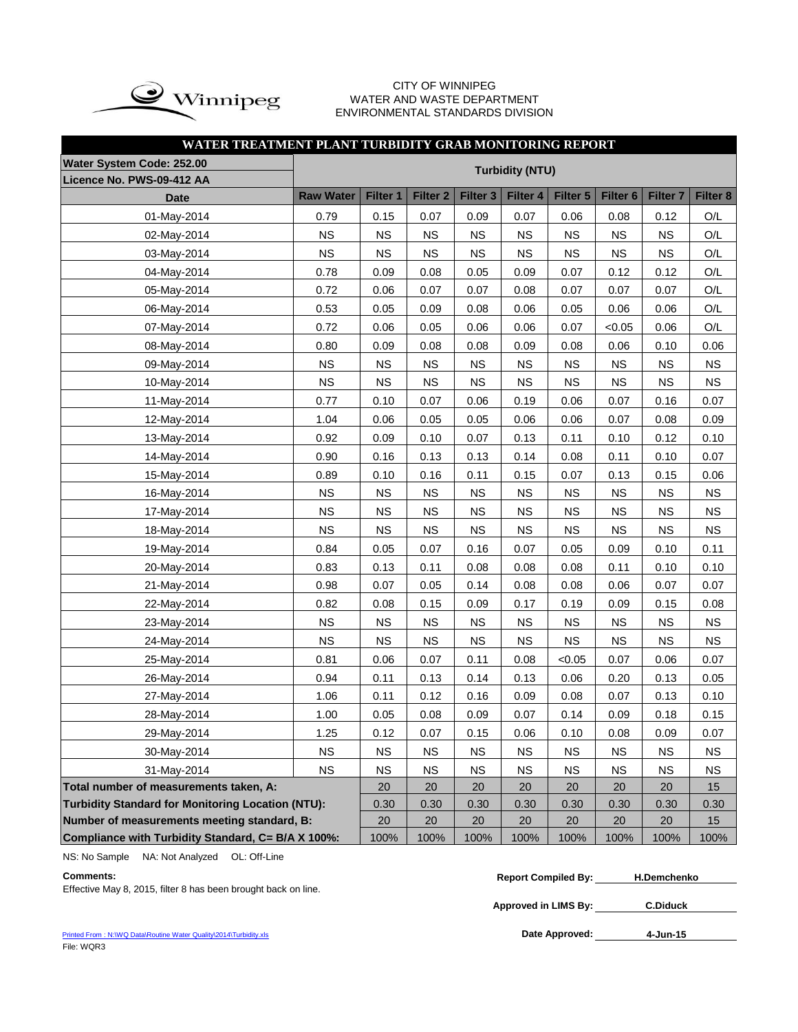CITY OF WINNIPEG
WATER AND WASTE DEPARTMENT
ENVIRONMENTAL STANDARDS DIVISION

## WATER TREATMENT PLANT TURBIDITY GRAB MONITORING REPORT

| Water System Code: 252.00 / Licence No. PWS-09-412 AA | Turbidity (NTU) | | | | | | | | |
|---|---|---|---|---|---|---|---|---|---|
| Date | Raw Water | Filter 1 | Filter 2 | Filter 3 | Filter 4 | Filter 5 | Filter 6 | Filter 7 | Filter 8 |
| 01-May-2014 | 0.79 | 0.15 | 0.07 | 0.09 | 0.07 | 0.06 | 0.08 | 0.12 | O/L |
| 02-May-2014 | NS | NS | NS | NS | NS | NS | NS | NS | O/L |
| 03-May-2014 | NS | NS | NS | NS | NS | NS | NS | NS | O/L |
| 04-May-2014 | 0.78 | 0.09 | 0.08 | 0.05 | 0.09 | 0.07 | 0.12 | 0.12 | O/L |
| 05-May-2014 | 0.72 | 0.06 | 0.07 | 0.07 | 0.08 | 0.07 | 0.07 | 0.07 | O/L |
| 06-May-2014 | 0.53 | 0.05 | 0.09 | 0.08 | 0.06 | 0.05 | 0.06 | 0.06 | O/L |
| 07-May-2014 | 0.72 | 0.06 | 0.05 | 0.06 | 0.06 | 0.07 | <0.05 | 0.06 | O/L |
| 08-May-2014 | 0.80 | 0.09 | 0.08 | 0.08 | 0.09 | 0.08 | 0.06 | 0.10 | 0.06 |
| 09-May-2014 | NS | NS | NS | NS | NS | NS | NS | NS | NS |
| 10-May-2014 | NS | NS | NS | NS | NS | NS | NS | NS | NS |
| 11-May-2014 | 0.77 | 0.10 | 0.07 | 0.06 | 0.19 | 0.06 | 0.07 | 0.16 | 0.07 |
| 12-May-2014 | 1.04 | 0.06 | 0.05 | 0.05 | 0.06 | 0.06 | 0.07 | 0.08 | 0.09 |
| 13-May-2014 | 0.92 | 0.09 | 0.10 | 0.07 | 0.13 | 0.11 | 0.10 | 0.12 | 0.10 |
| 14-May-2014 | 0.90 | 0.16 | 0.13 | 0.13 | 0.14 | 0.08 | 0.11 | 0.10 | 0.07 |
| 15-May-2014 | 0.89 | 0.10 | 0.16 | 0.11 | 0.15 | 0.07 | 0.13 | 0.15 | 0.06 |
| 16-May-2014 | NS | NS | NS | NS | NS | NS | NS | NS | NS |
| 17-May-2014 | NS | NS | NS | NS | NS | NS | NS | NS | NS |
| 18-May-2014 | NS | NS | NS | NS | NS | NS | NS | NS | NS |
| 19-May-2014 | 0.84 | 0.05 | 0.07 | 0.16 | 0.07 | 0.05 | 0.09 | 0.10 | 0.11 |
| 20-May-2014 | 0.83 | 0.13 | 0.11 | 0.08 | 0.08 | 0.08 | 0.11 | 0.10 | 0.10 |
| 21-May-2014 | 0.98 | 0.07 | 0.05 | 0.14 | 0.08 | 0.08 | 0.06 | 0.07 | 0.07 |
| 22-May-2014 | 0.82 | 0.08 | 0.15 | 0.09 | 0.17 | 0.19 | 0.09 | 0.15 | 0.08 |
| 23-May-2014 | NS | NS | NS | NS | NS | NS | NS | NS | NS |
| 24-May-2014 | NS | NS | NS | NS | NS | NS | NS | NS | NS |
| 25-May-2014 | 0.81 | 0.06 | 0.07 | 0.11 | 0.08 | <0.05 | 0.07 | 0.06 | 0.07 |
| 26-May-2014 | 0.94 | 0.11 | 0.13 | 0.14 | 0.13 | 0.06 | 0.20 | 0.13 | 0.05 |
| 27-May-2014 | 1.06 | 0.11 | 0.12 | 0.16 | 0.09 | 0.08 | 0.07 | 0.13 | 0.10 |
| 28-May-2014 | 1.00 | 0.05 | 0.08 | 0.09 | 0.07 | 0.14 | 0.09 | 0.18 | 0.15 |
| 29-May-2014 | 1.25 | 0.12 | 0.07 | 0.15 | 0.06 | 0.10 | 0.08 | 0.09 | 0.07 |
| 30-May-2014 | NS | NS | NS | NS | NS | NS | NS | NS | NS |
| 31-May-2014 | NS | NS | NS | NS | NS | NS | NS | NS | NS |
| **Total number of measurements taken, A:** | | 20 | 20 | 20 | 20 | 20 | 20 | 20 | 15 |
| **Turbidity Standard for Monitoring Location (NTU):** | | 0.30 | 0.30 | 0.30 | 0.30 | 0.30 | 0.30 | 0.30 | 0.30 |
| **Number of measurements meeting standard, B:** | | 20 | 20 | 20 | 20 | 20 | 20 | 20 | 15 |
| **Compliance with Turbidity Standard, C= B/A X 100%:** | | 100% | 100% | 100% | 100% | 100% | 100% | 100% | 100% |

NS: No Sample NA: Not Analyzed OL: Off-Line

**Comments:**
Effective May 8, 2015, filter 8 has been brought back on line.

**Report Compiled By:** H.Demchenko

**Approved in LIMS By:** C.Diduck

**Date Approved:** 4-Jun-15

Printed From : N:\WQ Data\Routine Water Quality\2014\Turbidity.xls
File: WQR3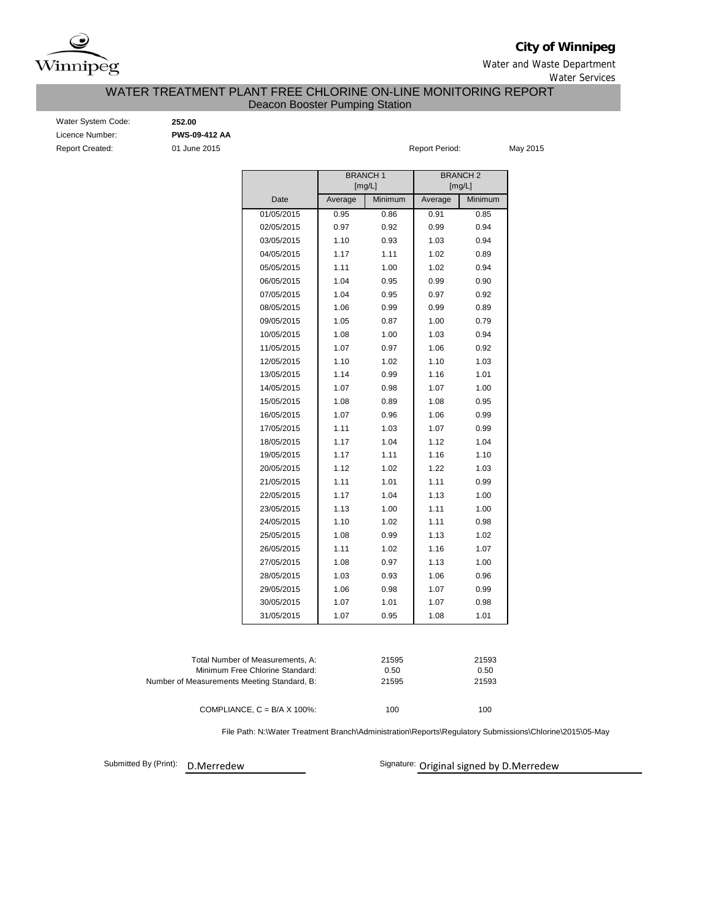**City of Winnipeg**

Water and Waste Department

Water Services

# WATER TREATMENT PLANT FREE CHLORINE ON-LINE MONITORING REPORT

## Deacon Booster Pumping Station

Water System Code: **252.00**

Licence Number: **PWS-09-412 AA**

Report Created: 01 June 2015

Report Period: May 2015

| | BRANCH 1 [mg/L] | | BRANCH 2 [mg/L] | |
|---|---|---|---|---|
| Date | Average | Minimum | Average | Minimum |
| 01/05/2015 | 0.95 | 0.86 | 0.91 | 0.85 |
| 02/05/2015 | 0.97 | 0.92 | 0.99 | 0.94 |
| 03/05/2015 | 1.10 | 0.93 | 1.03 | 0.94 |
| 04/05/2015 | 1.17 | 1.11 | 1.02 | 0.89 |
| 05/05/2015 | 1.11 | 1.00 | 1.02 | 0.94 |
| 06/05/2015 | 1.04 | 0.95 | 0.99 | 0.90 |
| 07/05/2015 | 1.04 | 0.95 | 0.97 | 0.92 |
| 08/05/2015 | 1.06 | 0.99 | 0.99 | 0.89 |
| 09/05/2015 | 1.05 | 0.87 | 1.00 | 0.79 |
| 10/05/2015 | 1.08 | 1.00 | 1.03 | 0.94 |
| 11/05/2015 | 1.07 | 0.97 | 1.06 | 0.92 |
| 12/05/2015 | 1.10 | 1.02 | 1.10 | 1.03 |
| 13/05/2015 | 1.14 | 0.99 | 1.16 | 1.01 |
| 14/05/2015 | 1.07 | 0.98 | 1.07 | 1.00 |
| 15/05/2015 | 1.08 | 0.89 | 1.08 | 0.95 |
| 16/05/2015 | 1.07 | 0.96 | 1.06 | 0.99 |
| 17/05/2015 | 1.11 | 1.03 | 1.07 | 0.99 |
| 18/05/2015 | 1.17 | 1.04 | 1.12 | 1.04 |
| 19/05/2015 | 1.17 | 1.11 | 1.16 | 1.10 |
| 20/05/2015 | 1.12 | 1.02 | 1.22 | 1.03 |
| 21/05/2015 | 1.11 | 1.01 | 1.11 | 0.99 |
| 22/05/2015 | 1.17 | 1.04 | 1.13 | 1.00 |
| 23/05/2015 | 1.13 | 1.00 | 1.11 | 1.00 |
| 24/05/2015 | 1.10 | 1.02 | 1.11 | 0.98 |
| 25/05/2015 | 1.08 | 0.99 | 1.13 | 1.02 |
| 26/05/2015 | 1.11 | 1.02 | 1.16 | 1.07 |
| 27/05/2015 | 1.08 | 0.97 | 1.13 | 1.00 |
| 28/05/2015 | 1.03 | 0.93 | 1.06 | 0.96 |
| 29/05/2015 | 1.06 | 0.98 | 1.07 | 0.99 |
| 30/05/2015 | 1.07 | 1.01 | 1.07 | 0.98 |
| 31/05/2015 | 1.07 | 0.95 | 1.08 | 1.01 |

| | Branch 1 | Branch 2 |
|---|---|---|
| Total Number of Measurements, A: | 21595 | 21593 |
| Minimum Free Chlorine Standard: | 0.50 | 0.50 |
| Number of Measurements Meeting Standard, B: | 21595 | 21593 |
| COMPLIANCE, C = B/A X 100%: | 100 | 100 |

File Path: N:\Water Treatment Branch\Administration\Reports\Regulatory Submissions\Chlorine\2015\05-May

Submitted By (Print): D.Merredew

Signature: Original signed by D.Merredew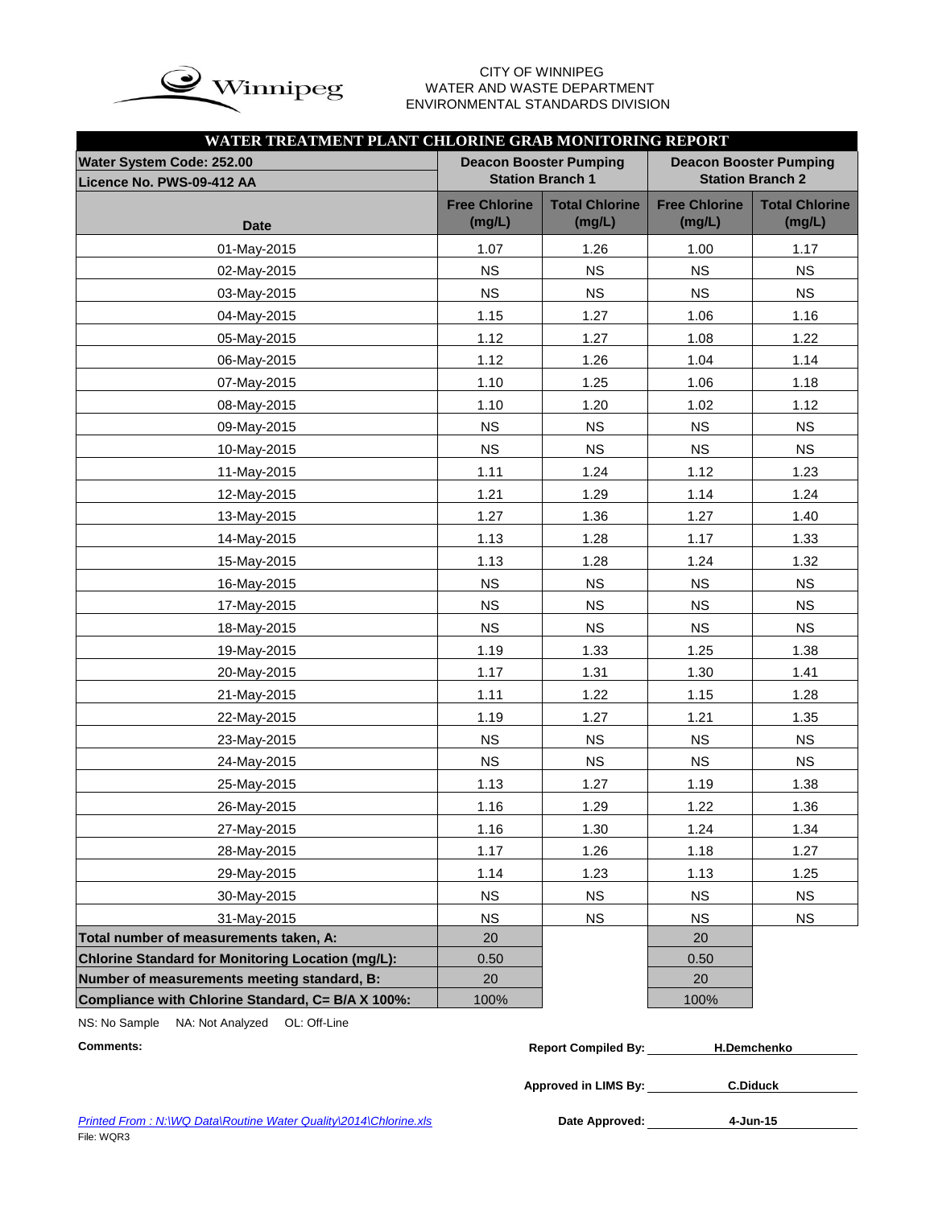CITY OF WINNIPEG
WATER AND WASTE DEPARTMENT
ENVIRONMENTAL STANDARDS DIVISION

## WATER TREATMENT PLANT CHLORINE GRAB MONITORING REPORT

| Water System Code: 252.00<br>Licence No. PWS-09-412 AA | Deacon Booster Pumping Station Branch 1 | | Deacon Booster Pumping Station Branch 2 | |
|---|---|---|---|---|
| **Date** | **Free Chlorine (mg/L)** | **Total Chlorine (mg/L)** | **Free Chlorine (mg/L)** | **Total Chlorine (mg/L)** |
| 01-May-2015 | 1.07 | 1.26 | 1.00 | 1.17 |
| 02-May-2015 | NS | NS | NS | NS |
| 03-May-2015 | NS | NS | NS | NS |
| 04-May-2015 | 1.15 | 1.27 | 1.06 | 1.16 |
| 05-May-2015 | 1.12 | 1.27 | 1.08 | 1.22 |
| 06-May-2015 | 1.12 | 1.26 | 1.04 | 1.14 |
| 07-May-2015 | 1.10 | 1.25 | 1.06 | 1.18 |
| 08-May-2015 | 1.10 | 1.20 | 1.02 | 1.12 |
| 09-May-2015 | NS | NS | NS | NS |
| 10-May-2015 | NS | NS | NS | NS |
| 11-May-2015 | 1.11 | 1.24 | 1.12 | 1.23 |
| 12-May-2015 | 1.21 | 1.29 | 1.14 | 1.24 |
| 13-May-2015 | 1.27 | 1.36 | 1.27 | 1.40 |
| 14-May-2015 | 1.13 | 1.28 | 1.17 | 1.33 |
| 15-May-2015 | 1.13 | 1.28 | 1.24 | 1.32 |
| 16-May-2015 | NS | NS | NS | NS |
| 17-May-2015 | NS | NS | NS | NS |
| 18-May-2015 | NS | NS | NS | NS |
| 19-May-2015 | 1.19 | 1.33 | 1.25 | 1.38 |
| 20-May-2015 | 1.17 | 1.31 | 1.30 | 1.41 |
| 21-May-2015 | 1.11 | 1.22 | 1.15 | 1.28 |
| 22-May-2015 | 1.19 | 1.27 | 1.21 | 1.35 |
| 23-May-2015 | NS | NS | NS | NS |
| 24-May-2015 | NS | NS | NS | NS |
| 25-May-2015 | 1.13 | 1.27 | 1.19 | 1.38 |
| 26-May-2015 | 1.16 | 1.29 | 1.22 | 1.36 |
| 27-May-2015 | 1.16 | 1.30 | 1.24 | 1.34 |
| 28-May-2015 | 1.17 | 1.26 | 1.18 | 1.27 |
| 29-May-2015 | 1.14 | 1.23 | 1.13 | 1.25 |
| 30-May-2015 | NS | NS | NS | NS |
| 31-May-2015 | NS | NS | NS | NS |
| **Total number of measurements taken, A:** | 20 | | 20 | |
| **Chlorine Standard for Monitoring Location (mg/L):** | 0.50 | | 0.50 | |
| **Number of measurements meeting standard, B:** | 20 | | 20 | |
| **Compliance with Chlorine Standard, C= B/A X 100%:** | 100% | | 100% | |

NS: No Sample NA: Not Analyzed OL: Off-Line

**Comments:**

**Report Compiled By:** H.Demchenko

**Approved in LIMS By:** C.Diduck

**Date Approved:** 4-Jun-15

*Printed From : N:\WQ Data\Routine Water Quality\2014\Chlorine.xls*

File: WQR3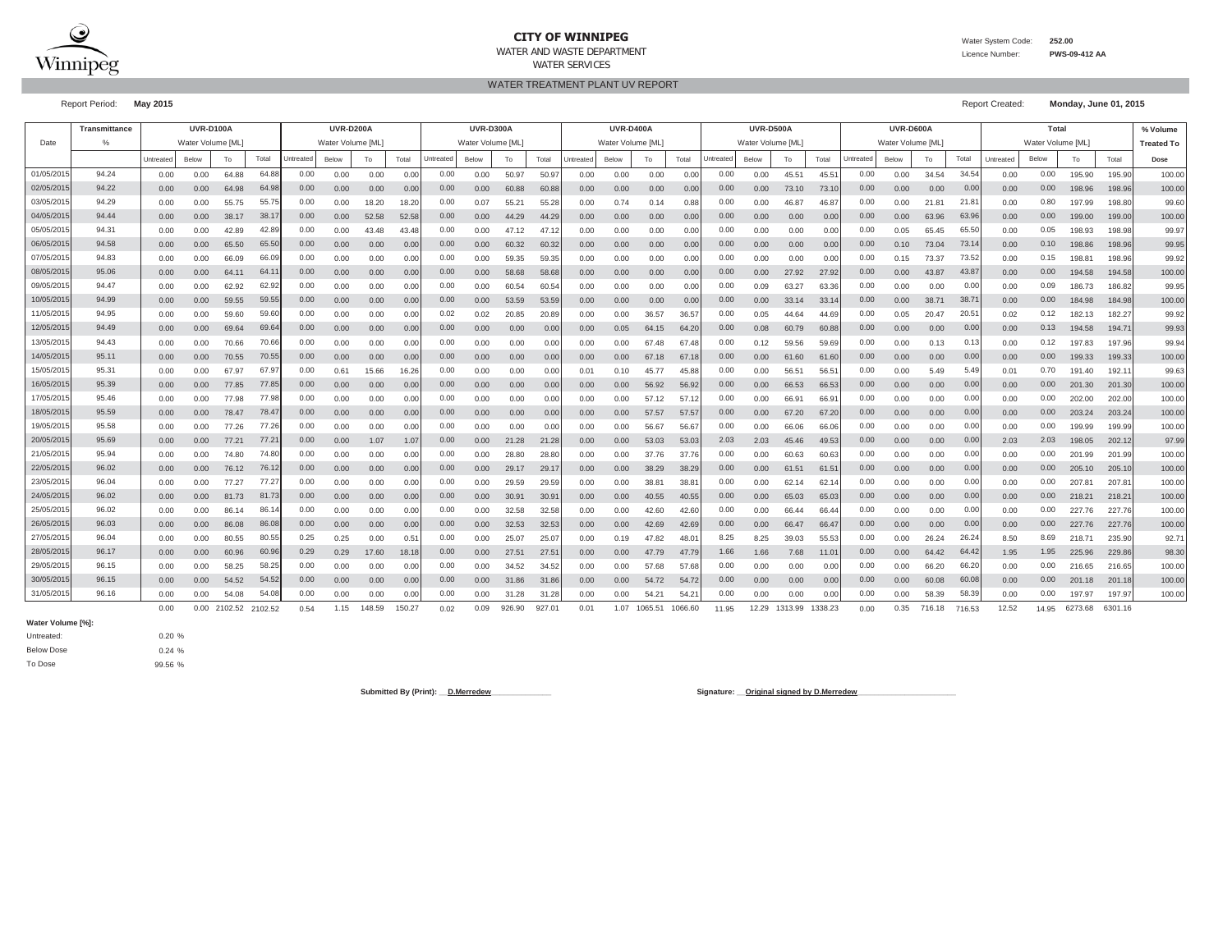Winnipeg

**CITY OF WINNIPEG**
WATER AND WASTE DEPARTMENT
WATER SERVICES

Water System Code: **252.00**
Licence Number: **PWS-09-412 AA**

## WATER TREATMENT PLANT UV REPORT

Report Period: **May 2015**

Report Created: **Monday, June 01, 2015**

| Date | Transmittance | UVR-D100A | | | | UVR-D200A | | | | UVR-D300A | | | | UVR-D400A | | | | UVR-D500A | | | | UVR-D600A | | | | Total | | | | % Volume |
|---|---|---|---|---|---|---|---|---|---|---|---|---|---|---|---|---|---|---|---|---|---|---|---|---|---|---|---|---|---|---|
| | % | Water Volume [ML] | | | | Water Volume [ML] | | | | Water Volume [ML] | | | | Water Volume [ML] | | | | Water Volume [ML] | | | | Water Volume [ML] | | | | Water Volume [ML] | | | | Treated To |
| | | Untreated | Below | To | Total | Untreated | Below | To | Total | Untreated | Below | To | Total | Untreated | Below | To | Total | Untreated | Below | To | Total | Untreated | Below | To | Total | Untreated | Below | To | Total | Dose |
| 01/05/2015 | 94.24 | 0.00 | 0.00 | 64.88 | 64.88 | 0.00 | 0.00 | 0.00 | 0.00 | 0.00 | 0.00 | 50.97 | 50.97 | 0.00 | 0.00 | 0.00 | 0.00 | 0.00 | 0.00 | 45.51 | 45.51 | 0.00 | 0.00 | 34.54 | 34.54 | 0.00 | 0.00 | 195.90 | 195.90 | 100.00 |
| 02/05/2015 | 94.22 | 0.00 | 0.00 | 64.98 | 64.98 | 0.00 | 0.00 | 0.00 | 0.00 | 0.00 | 0.00 | 60.88 | 60.88 | 0.00 | 0.00 | 0.00 | 0.00 | 0.00 | 0.00 | 73.10 | 73.10 | 0.00 | 0.00 | 0.00 | 0.00 | 0.00 | 0.00 | 198.96 | 198.96 | 100.00 |
| 03/05/2015 | 94.29 | 0.00 | 0.00 | 55.75 | 55.75 | 0.00 | 0.00 | 18.20 | 18.20 | 0.00 | 0.07 | 55.21 | 55.28 | 0.00 | 0.74 | 0.14 | 0.88 | 0.00 | 0.00 | 46.87 | 46.87 | 0.00 | 0.00 | 21.81 | 21.81 | 0.00 | 0.80 | 197.99 | 198.80 | 99.60 |
| 04/05/2015 | 94.44 | 0.00 | 0.00 | 38.17 | 38.17 | 0.00 | 0.00 | 52.58 | 52.58 | 0.00 | 0.00 | 44.29 | 44.29 | 0.00 | 0.00 | 0.00 | 0.00 | 0.00 | 0.00 | 0.00 | 0.00 | 0.00 | 0.00 | 63.96 | 63.96 | 0.00 | 0.00 | 199.00 | 199.00 | 100.00 |
| 05/05/2015 | 94.31 | 0.00 | 0.00 | 42.89 | 42.89 | 0.00 | 0.00 | 43.48 | 43.48 | 0.00 | 0.00 | 47.12 | 47.12 | 0.00 | 0.00 | 0.00 | 0.00 | 0.00 | 0.00 | 0.00 | 0.00 | 0.00 | 0.05 | 65.45 | 65.50 | 0.00 | 0.05 | 198.93 | 198.98 | 99.97 |
| 06/05/2015 | 94.58 | 0.00 | 0.00 | 65.50 | 65.50 | 0.00 | 0.00 | 0.00 | 0.00 | 0.00 | 0.00 | 60.32 | 60.32 | 0.00 | 0.00 | 0.00 | 0.00 | 0.00 | 0.00 | 0.00 | 0.00 | 0.00 | 0.10 | 73.04 | 73.14 | 0.00 | 0.10 | 198.86 | 198.96 | 99.95 |
| 07/05/2015 | 94.83 | 0.00 | 0.00 | 66.09 | 66.09 | 0.00 | 0.00 | 0.00 | 0.00 | 0.00 | 0.00 | 59.35 | 59.35 | 0.00 | 0.00 | 0.00 | 0.00 | 0.00 | 0.00 | 0.00 | 0.00 | 0.00 | 0.15 | 73.37 | 73.52 | 0.00 | 0.15 | 198.81 | 198.96 | 99.92 |
| 08/05/2015 | 95.06 | 0.00 | 0.00 | 64.11 | 64.11 | 0.00 | 0.00 | 0.00 | 0.00 | 0.00 | 0.00 | 58.68 | 58.68 | 0.00 | 0.00 | 0.00 | 0.00 | 0.00 | 0.00 | 27.92 | 27.92 | 0.00 | 0.00 | 43.87 | 43.87 | 0.00 | 0.00 | 194.58 | 194.58 | 100.00 |
| 09/05/2015 | 94.47 | 0.00 | 0.00 | 62.92 | 62.92 | 0.00 | 0.00 | 0.00 | 0.00 | 0.00 | 0.00 | 60.54 | 60.54 | 0.00 | 0.00 | 0.00 | 0.00 | 0.00 | 0.09 | 63.27 | 63.36 | 0.00 | 0.00 | 0.00 | 0.00 | 0.00 | 0.09 | 186.73 | 186.82 | 99.95 |
| 10/05/2015 | 94.99 | 0.00 | 0.00 | 59.55 | 59.55 | 0.00 | 0.00 | 0.00 | 0.00 | 0.00 | 0.00 | 53.59 | 53.59 | 0.00 | 0.00 | 0.00 | 0.00 | 0.00 | 0.00 | 33.14 | 33.14 | 0.00 | 0.00 | 38.71 | 38.71 | 0.00 | 0.00 | 184.98 | 184.98 | 100.00 |
| 11/05/2015 | 94.95 | 0.00 | 0.00 | 59.60 | 59.60 | 0.00 | 0.00 | 0.00 | 0.00 | 0.02 | 0.02 | 20.85 | 20.89 | 0.00 | 0.00 | 36.57 | 36.57 | 0.00 | 0.05 | 44.64 | 44.69 | 0.00 | 0.05 | 20.47 | 20.51 | 0.02 | 0.12 | 182.13 | 182.27 | 99.92 |
| 12/05/2015 | 94.49 | 0.00 | 0.00 | 69.64 | 69.64 | 0.00 | 0.00 | 0.00 | 0.00 | 0.00 | 0.00 | 0.00 | 0.00 | 0.00 | 0.05 | 64.15 | 64.20 | 0.00 | 0.08 | 60.79 | 60.88 | 0.00 | 0.00 | 0.00 | 0.00 | 0.00 | 0.13 | 194.58 | 194.71 | 99.93 |
| 13/05/2015 | 94.43 | 0.00 | 0.00 | 70.66 | 70.66 | 0.00 | 0.00 | 0.00 | 0.00 | 0.00 | 0.00 | 0.00 | 0.00 | 0.00 | 0.00 | 67.48 | 67.48 | 0.00 | 0.12 | 59.56 | 59.69 | 0.00 | 0.00 | 0.13 | 0.13 | 0.00 | 0.12 | 197.83 | 197.96 | 99.94 |
| 14/05/2015 | 95.11 | 0.00 | 0.00 | 70.55 | 70.55 | 0.00 | 0.00 | 0.00 | 0.00 | 0.00 | 0.00 | 0.00 | 0.00 | 0.00 | 0.00 | 67.18 | 67.18 | 0.00 | 0.00 | 61.60 | 61.60 | 0.00 | 0.00 | 0.00 | 0.00 | 0.00 | 0.00 | 199.33 | 199.33 | 100.00 |
| 15/05/2015 | 95.31 | 0.00 | 0.00 | 67.97 | 67.97 | 0.00 | 0.61 | 15.66 | 16.26 | 0.00 | 0.00 | 0.00 | 0.00 | 0.01 | 0.10 | 45.77 | 45.88 | 0.00 | 0.00 | 56.51 | 56.51 | 0.00 | 0.00 | 5.49 | 5.49 | 0.01 | 0.70 | 191.40 | 192.11 | 99.63 |
| 16/05/2015 | 95.39 | 0.00 | 0.00 | 77.85 | 77.85 | 0.00 | 0.00 | 0.00 | 0.00 | 0.00 | 0.00 | 0.00 | 0.00 | 0.00 | 0.00 | 56.92 | 56.92 | 0.00 | 0.00 | 66.53 | 66.53 | 0.00 | 0.00 | 0.00 | 0.00 | 0.00 | 0.00 | 201.30 | 201.30 | 100.00 |
| 17/05/2015 | 95.46 | 0.00 | 0.00 | 77.98 | 77.98 | 0.00 | 0.00 | 0.00 | 0.00 | 0.00 | 0.00 | 0.00 | 0.00 | 0.00 | 0.00 | 57.12 | 57.12 | 0.00 | 0.00 | 66.91 | 66.91 | 0.00 | 0.00 | 0.00 | 0.00 | 0.00 | 0.00 | 202.00 | 202.00 | 100.00 |
| 18/05/2015 | 95.59 | 0.00 | 0.00 | 78.47 | 78.47 | 0.00 | 0.00 | 0.00 | 0.00 | 0.00 | 0.00 | 0.00 | 0.00 | 0.00 | 0.00 | 57.57 | 57.57 | 0.00 | 0.00 | 67.20 | 67.20 | 0.00 | 0.00 | 0.00 | 0.00 | 0.00 | 0.00 | 203.24 | 203.24 | 100.00 |
| 19/05/2015 | 95.58 | 0.00 | 0.00 | 77.26 | 77.26 | 0.00 | 0.00 | 0.00 | 0.00 | 0.00 | 0.00 | 0.00 | 0.00 | 0.00 | 0.00 | 56.67 | 56.67 | 0.00 | 0.00 | 66.06 | 66.06 | 0.00 | 0.00 | 0.00 | 0.00 | 0.00 | 0.00 | 199.99 | 199.99 | 100.00 |
| 20/05/2015 | 95.69 | 0.00 | 0.00 | 77.21 | 77.21 | 0.00 | 0.00 | 1.07 | 1.07 | 0.00 | 0.00 | 21.28 | 21.28 | 0.00 | 0.00 | 53.03 | 53.03 | 2.03 | 2.03 | 45.46 | 49.53 | 0.00 | 0.00 | 0.00 | 0.00 | 2.03 | 2.03 | 198.05 | 202.12 | 97.99 |
| 21/05/2015 | 95.94 | 0.00 | 0.00 | 74.80 | 74.80 | 0.00 | 0.00 | 0.00 | 0.00 | 0.00 | 0.00 | 28.80 | 28.80 | 0.00 | 0.00 | 37.76 | 37.76 | 0.00 | 0.00 | 60.63 | 60.63 | 0.00 | 0.00 | 0.00 | 0.00 | 0.00 | 0.00 | 201.99 | 201.99 | 100.00 |
| 22/05/2015 | 96.02 | 0.00 | 0.00 | 76.12 | 76.12 | 0.00 | 0.00 | 0.00 | 0.00 | 0.00 | 0.00 | 29.17 | 29.17 | 0.00 | 0.00 | 38.29 | 38.29 | 0.00 | 0.00 | 61.51 | 61.51 | 0.00 | 0.00 | 0.00 | 0.00 | 0.00 | 0.00 | 205.10 | 205.10 | 100.00 |
| 23/05/2015 | 96.04 | 0.00 | 0.00 | 77.27 | 77.27 | 0.00 | 0.00 | 0.00 | 0.00 | 0.00 | 0.00 | 29.59 | 29.59 | 0.00 | 0.00 | 38.81 | 38.81 | 0.00 | 0.00 | 62.14 | 62.14 | 0.00 | 0.00 | 0.00 | 0.00 | 0.00 | 0.00 | 207.81 | 207.81 | 100.00 |
| 24/05/2015 | 96.02 | 0.00 | 0.00 | 81.73 | 81.73 | 0.00 | 0.00 | 0.00 | 0.00 | 0.00 | 0.00 | 30.91 | 30.91 | 0.00 | 0.00 | 40.55 | 40.55 | 0.00 | 0.00 | 65.03 | 65.03 | 0.00 | 0.00 | 0.00 | 0.00 | 0.00 | 0.00 | 218.21 | 218.21 | 100.00 |
| 25/05/2015 | 96.02 | 0.00 | 0.00 | 86.14 | 86.14 | 0.00 | 0.00 | 0.00 | 0.00 | 0.00 | 0.00 | 32.58 | 32.58 | 0.00 | 0.00 | 42.60 | 42.60 | 0.00 | 0.00 | 66.44 | 66.44 | 0.00 | 0.00 | 0.00 | 0.00 | 0.00 | 0.00 | 227.76 | 227.76 | 100.00 |
| 26/05/2015 | 96.03 | 0.00 | 0.00 | 86.08 | 86.08 | 0.00 | 0.00 | 0.00 | 0.00 | 0.00 | 0.00 | 32.53 | 32.53 | 0.00 | 0.00 | 42.69 | 42.69 | 0.00 | 0.00 | 66.47 | 66.47 | 0.00 | 0.00 | 0.00 | 0.00 | 0.00 | 0.00 | 227.76 | 227.76 | 100.00 |
| 27/05/2015 | 96.04 | 0.00 | 0.00 | 80.55 | 80.55 | 0.25 | 0.25 | 0.00 | 0.51 | 0.00 | 0.00 | 25.07 | 25.07 | 0.00 | 0.19 | 47.82 | 48.01 | 8.25 | 8.25 | 39.03 | 55.53 | 0.00 | 0.00 | 26.24 | 26.24 | 8.50 | 8.69 | 218.71 | 235.90 | 92.71 |
| 28/05/2015 | 96.17 | 0.00 | 0.00 | 60.96 | 60.96 | 0.29 | 0.29 | 17.60 | 18.18 | 0.00 | 0.00 | 27.51 | 27.51 | 0.00 | 0.00 | 47.79 | 47.79 | 1.66 | 1.66 | 7.68 | 11.01 | 0.00 | 0.00 | 64.42 | 64.42 | 1.95 | 1.95 | 225.96 | 229.86 | 98.30 |
| 29/05/2015 | 96.15 | 0.00 | 0.00 | 58.25 | 58.25 | 0.00 | 0.00 | 0.00 | 0.00 | 0.00 | 0.00 | 34.52 | 34.52 | 0.00 | 0.00 | 57.68 | 57.68 | 0.00 | 0.00 | 0.00 | 0.00 | 0.00 | 0.00 | 66.20 | 66.20 | 0.00 | 0.00 | 216.65 | 216.65 | 100.00 |
| 30/05/2015 | 96.15 | 0.00 | 0.00 | 54.52 | 54.52 | 0.00 | 0.00 | 0.00 | 0.00 | 0.00 | 0.00 | 31.86 | 31.86 | 0.00 | 0.00 | 54.72 | 54.72 | 0.00 | 0.00 | 0.00 | 0.00 | 0.00 | 0.00 | 60.08 | 60.08 | 0.00 | 0.00 | 201.18 | 201.18 | 100.00 |
| 31/05/2015 | 96.16 | 0.00 | 0.00 | 54.08 | 54.08 | 0.00 | 0.00 | 0.00 | 0.00 | 0.00 | 0.00 | 31.28 | 31.28 | 0.00 | 0.00 | 54.21 | 54.21 | 0.00 | 0.00 | 0.00 | 0.00 | 0.00 | 0.00 | 58.39 | 58.39 | 0.00 | 0.00 | 197.97 | 197.97 | 100.00 |
| | | 0.00 | 0.00 | 2102.52 | 2102.52 | 0.54 | 1.15 | 148.59 | 150.27 | 0.02 | 0.09 | 926.90 | 927.01 | 0.01 | 1.07 | 1065.51 | 1066.60 | 11.95 | 12.29 | 1313.99 | 1338.23 | 0.00 | 0.35 | 716.18 | 716.53 | 12.52 | 14.95 | 6273.68 | 6301.16 | |

**Water Volume [%]:**

| | |
|---|---|
| Untreated: | 0.20 % |
| Below Dose | 0.24 % |
| To Dose | 99.56 % |

**Submitted By (Print): __D.Merredew______________**

**Signature: __Original signed by D.Merredew______________________**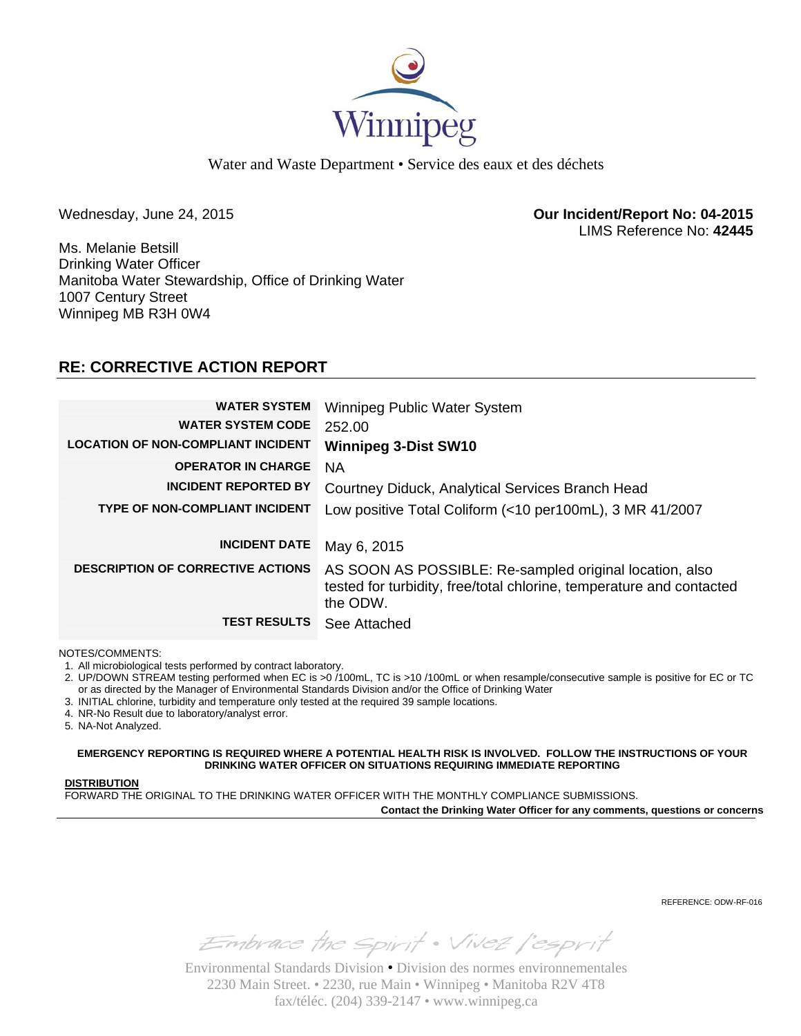Winnipeg

Water and Waste Department • Service des eaux et des déchets

Wednesday, June 24, 2015

**Our Incident/Report No: 04-2015**
LIMS Reference No: **42445**

Ms. Melanie Betsill
Drinking Water Officer
Manitoba Water Stewardship, Office of Drinking Water
1007 Century Street
Winnipeg MB R3H 0W4

## RE: CORRECTIVE ACTION REPORT

| | |
|---|---|
| **WATER SYSTEM** | Winnipeg Public Water System |
| **WATER SYSTEM CODE** | 252.00 |
| **LOCATION OF NON-COMPLIANT INCIDENT** | **Winnipeg 3-Dist SW10** |
| **OPERATOR IN CHARGE** | NA |
| **INCIDENT REPORTED BY** | Courtney Diduck, Analytical Services Branch Head |
| **TYPE OF NON-COMPLIANT INCIDENT** | Low positive Total Coliform (<10 per100mL), 3 MR 41/2007 |
| **INCIDENT DATE** | May 6, 2015 |
| **DESCRIPTION OF CORRECTIVE ACTIONS** | AS SOON AS POSSIBLE: Re-sampled original location, also tested for turbidity, free/total chlorine, temperature and contacted the ODW. |
| **TEST RESULTS** | See Attached |

NOTES/COMMENTS:

1. All microbiological tests performed by contract laboratory.
2. UP/DOWN STREAM testing performed when EC is >0 /100mL, TC is >10 /100mL or when resample/consecutive sample is positive for EC or TC or as directed by the Manager of Environmental Standards Division and/or the Office of Drinking Water
3. INITIAL chlorine, turbidity and temperature only tested at the required 39 sample locations.
4. NR-No Result due to laboratory/analyst error.
5. NA-Not Analyzed.

**EMERGENCY REPORTING IS REQUIRED WHERE A POTENTIAL HEALTH RISK IS INVOLVED. FOLLOW THE INSTRUCTIONS OF YOUR DRINKING WATER OFFICER ON SITUATIONS REQUIRING IMMEDIATE REPORTING**

**DISTRIBUTION**
FORWARD THE ORIGINAL TO THE DRINKING WATER OFFICER WITH THE MONTHLY COMPLIANCE SUBMISSIONS.

**Contact the Drinking Water Officer for any comments, questions or concerns**

REFERENCE: ODW-RF-016

Embrace the Spirit • Vivez l'esprit

Environmental Standards Division • Division des normes environnementales
2230 Main Street. • 2230, rue Main • Winnipeg • Manitoba R2V 4T8
fax/téléc. (204) 339-2147 • www.winnipeg.ca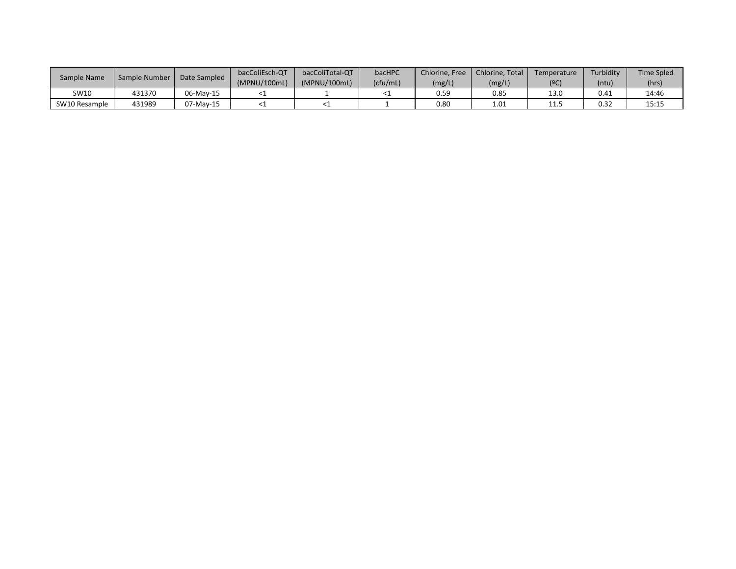| Sample Name | Sample Number | Date Sampled | bacColiEsch-QT (MPNU/100mL) | bacColiTotal-QT (MPNU/100mL) | bacHPC (cfu/mL) | Chlorine, Free (mg/L) | Chlorine, Total (mg/L) | Temperature (ºC) | Turbidity (ntu) | Time Spled (hrs) |
|---|---|---|---|---|---|---|---|---|---|---|
| SW10 | 431370 | 06-May-15 | <1 | 1 | <1 | 0.59 | 0.85 | 13.0 | 0.41 | 14:46 |
| SW10 Resample | 431989 | 07-May-15 | <1 | <1 | 1 | 0.80 | 1.01 | 11.5 | 0.32 | 15:15 |